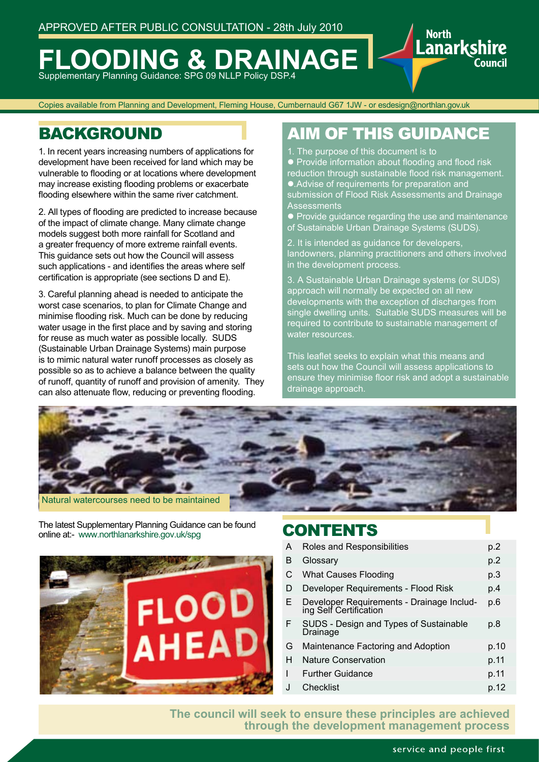APPROVED AFTER PUBLIC CONSULTATION - 28th July 2010

# FLOODING & DRAINAGE

Supplementary Planning Guidance: SPG 09 NLLP Policy DSP.4

North Lanarkshire Council

Copies available from Planning and Development, Fleming House, Cumbernauld G67 1JW - or esdesign@northlan.gov.uk

## BACKGROUND

1. In recent years increasing numbers of applications for development have been received for land which may be vulnerable to flooding or at locations where development may increase existing flooding problems or exacerbate flooding elsewhere within the same river catchment.

2. All types of flooding are predicted to increase because of the impact of climate change. Many climate change models suggest both more rainfall for Scotland and a greater frequency of more extreme rainfall events. This guidance sets out how the Council will assess such applications - and identifies the areas where self certification is appropriate (see sections D and E).

3. Careful planning ahead is needed to anticipate the worst case scenarios, to plan for Climate Change and minimise flooding risk. Much can be done by reducing water usage in the first place and by saving and storing for reuse as much water as possible locally. SUDS (Sustainable Urban Drainage Systems) main purpose is to mimic natural water runoff processes as closely as possible so as to achieve a balance between the quality of runoff, quantity of runoff and provision of amenity. They can also attenuate flow, reducing or preventing flooding.

## AIM OF THIS GUIDANCE

1. The purpose of this document is to

- Provide information about flooding and flood risk reduction through sustainable flood risk management.
- .Advise of requirements for preparation and submission of Flood Risk Assessments and Drainage Assessments
- Provide guidance regarding the use and maintenance of Sustainable Urban Drainage Systems (SUDS).

2. It is intended as guidance for developers, landowners, planning practitioners and others involved in the development process.

3. A Sustainable Urban Drainage systems (or SUDS) approach will normally be expected on all new developments with the exception of discharges from single dwelling units. Suitable SUDS measures will be required to contribute to sustainable management of water resources.

This leaflet seeks to explain what this means and sets out how the Council will assess applications to ensure they minimise floor risk and adopt a sustainable drainage approach.

Natural watercourses need to be maintained

The latest Supplementary Planning Guidance can be found online at:- www.northlanarkshire.gov.uk/spg

## CONTENTS

| | | |
|---|---|---|
| A | Roles and Responsibilities | p.2 |
| B | Glossary | p.2 |
| C | What Causes Flooding | p.3 |
| D | Developer Requirements - Flood Risk | p.4 |
| E | Developer Requirements - Drainage Including Self Certification | p.6 |
| F | SUDS - Design and Types of Sustainable Drainage | p.8 |
| G | Maintenance Factoring and Adoption | p.10 |
| H | Nature Conservation | p.11 |
| I | Further Guidance | p.11 |
| J | Checklist | p.12 |

**The council will seek to ensure these principles are achieved through the development management process**

service and people first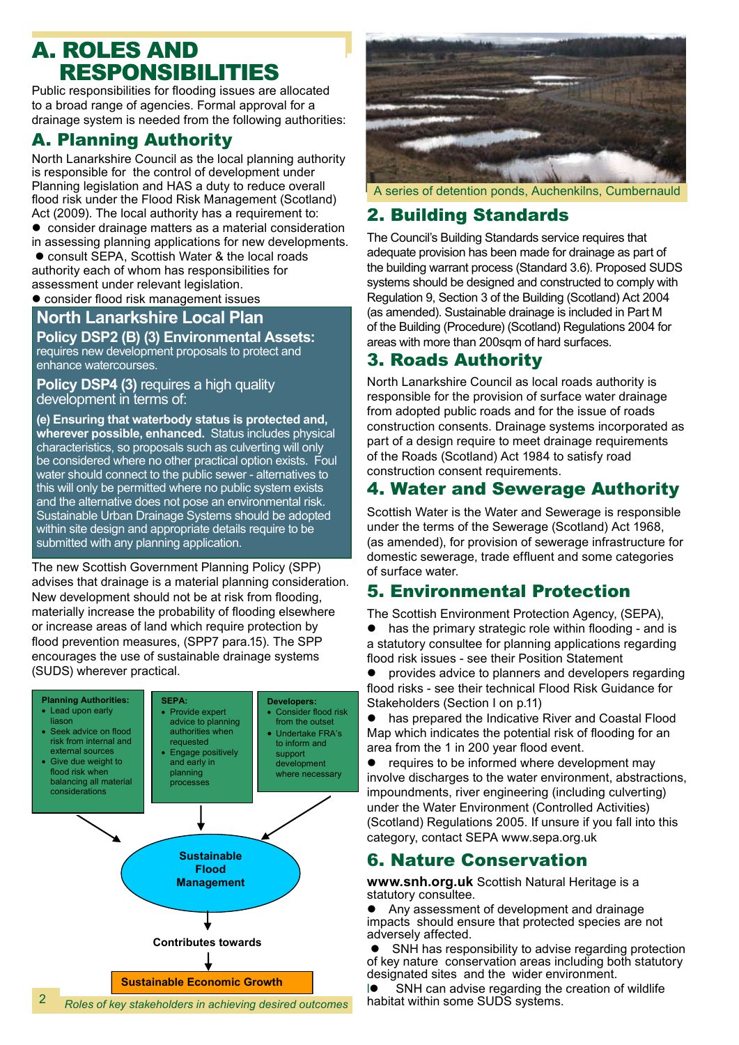# A. ROLES AND RESPONSIBILITIES

Public responsibilities for flooding issues are allocated to a broad range of agencies. Formal approval for a drainage system is needed from the following authorities:

## A. Planning Authority

North Lanarkshire Council as the local planning authority is responsible for the control of development under Planning legislation and HAS a duty to reduce overall flood risk under the Flood Risk Management (Scotland) Act (2009). The local authority has a requirement to:

- consider drainage matters as a material consideration in assessing planning applications for new developments.
- consult SEPA, Scottish Water & the local roads authority each of whom has responsibilities for assessment under relevant legislation.
- consider flood risk management issues

### North Lanarkshire Local Plan

**Policy DSP2 (B) (3) Environmental Assets:** requires new development proposals to protect and enhance watercourses.

**Policy DSP4 (3)** requires a high quality development in terms of:

**(e) Ensuring that waterbody status is protected and, wherever possible, enhanced.** Status includes physical characteristics, so proposals such as culverting will only be considered where no other practical option exists. Foul water should connect to the public sewer - alternatives to this will only be permitted where no public system exists and the alternative does not pose an environmental risk. Sustainable Urban Drainage Systems should be adopted within site design and appropriate details require to be submitted with any planning application.

The new Scottish Government Planning Policy (SPP) advises that drainage is a material planning consideration. New development should not be at risk from flooding, materially increase the probability of flooding elsewhere or increase areas of land which require protection by flood prevention measures, (SPP7 para.15). The SPP encourages the use of sustainable drainage systems (SUDS) wherever practical.

**Planning Authorities:**
- Lead upon early liason
- Seek advice on flood risk from internal and external sources
- Give due weight to flood risk when balancing all material considerations

**SEPA:**
- Provide expert advice to planning authorities when requested
- Engage positively and early in planning processes

**Developers:**
- Consider flood risk from the outset
- Undertake FRA's to inform and support development where necessary

→ **Sustainable Flood Management**

→ **Contributes towards**

→ **Sustainable Economic Growth**

*Roles of key stakeholders in achieving desired outcomes*

A series of detention ponds, Auchenkilns, Cumbernauld

## 2. Building Standards

The Council's Building Standards service requires that adequate provision has been made for drainage as part of the building warrant process (Standard 3.6). Proposed SUDS systems should be designed and constructed to comply with Regulation 9, Section 3 of the Building (Scotland) Act 2004 (as amended). Sustainable drainage is included in Part M of the Building (Procedure) (Scotland) Regulations 2004 for areas with more than 200sqm of hard surfaces.

## 3. Roads Authority

North Lanarkshire Council as local roads authority is responsible for the provision of surface water drainage from adopted public roads and for the issue of roads construction consents. Drainage systems incorporated as part of a design require to meet drainage requirements of the Roads (Scotland) Act 1984 to satisfy road construction consent requirements.

## 4. Water and Sewerage Authority

Scottish Water is the Water and Sewerage is responsible under the terms of the Sewerage (Scotland) Act 1968, (as amended), for provision of sewerage infrastructure for domestic sewerage, trade effluent and some categories of surface water.

## 5. Environmental Protection

The Scottish Environment Protection Agency, (SEPA),

- has the primary strategic role within flooding - and is a statutory consultee for planning applications regarding flood risk issues - see their Position Statement
- provides advice to planners and developers regarding flood risks - see their technical Flood Risk Guidance for Stakeholders (Section I on p.11)
- has prepared the Indicative River and Coastal Flood Map which indicates the potential risk of flooding for an area from the 1 in 200 year flood event.
- requires to be informed where development may involve discharges to the water environment, abstractions, impoundments, river engineering (including culverting) under the Water Environment (Controlled Activities) (Scotland) Regulations 2005. If unsure if you fall into this category, contact SEPA www.sepa.org.uk

## 6. Nature Conservation

**www.snh.org.uk** Scottish Natural Heritage is a statutory consultee.

- Any assessment of development and drainage impacts should ensure that protected species are not adversely affected.
- SNH has responsibility to advise regarding protection of key nature conservation areas including both statutory designated sites and the wider environment.
- SNH can advise regarding the creation of wildlife habitat within some SUDS systems.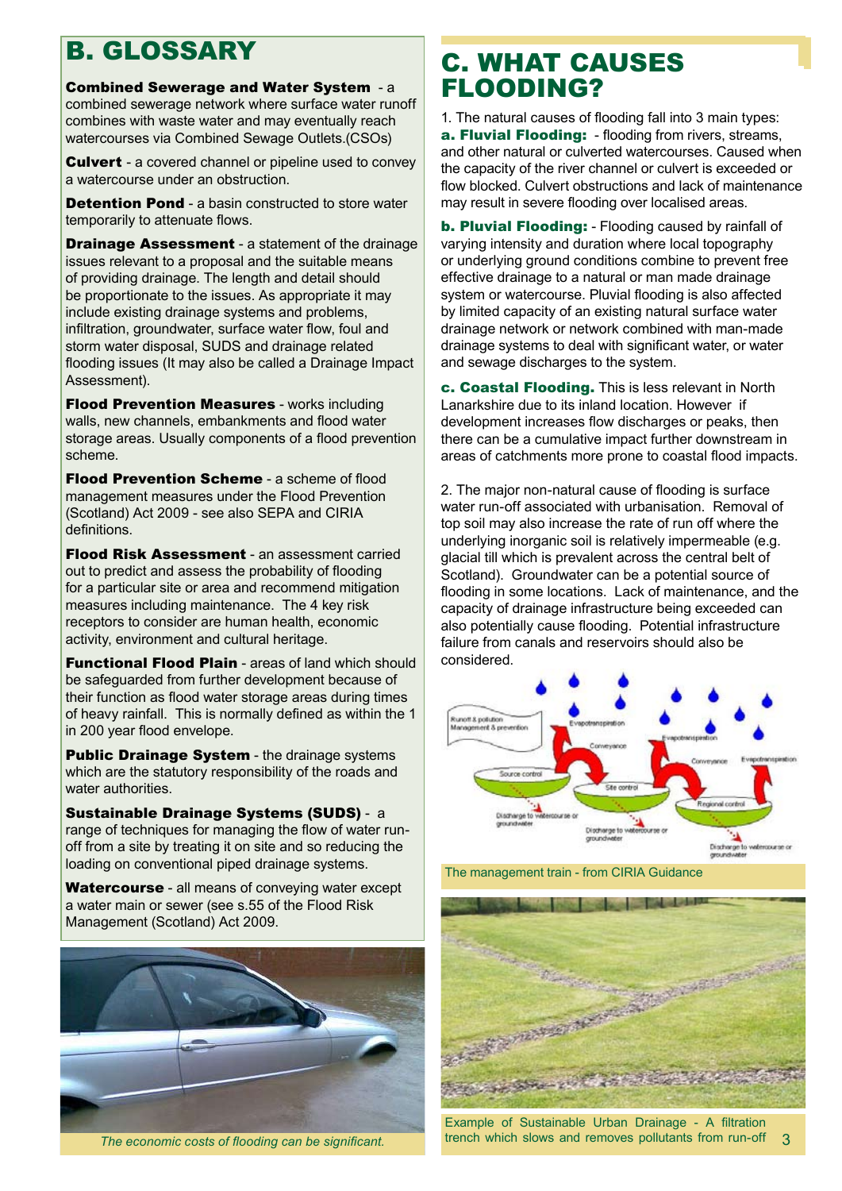## B. GLOSSARY

**Combined Sewerage and Water System** - a combined sewerage network where surface water runoff combines with waste water and may eventually reach watercourses via Combined Sewage Outlets.(CSOs)

**Culvert** - a covered channel or pipeline used to convey a watercourse under an obstruction.

**Detention Pond** - a basin constructed to store water temporarily to attenuate flows.

**Drainage Assessment** - a statement of the drainage issues relevant to a proposal and the suitable means of providing drainage. The length and detail should be proportionate to the issues. As appropriate it may include existing drainage systems and problems, infiltration, groundwater, surface water flow, foul and storm water disposal, SUDS and drainage related flooding issues (It may also be called a Drainage Impact Assessment).

**Flood Prevention Measures** - works including walls, new channels, embankments and flood water storage areas. Usually components of a flood prevention scheme.

**Flood Prevention Scheme** - a scheme of flood management measures under the Flood Prevention (Scotland) Act 2009 - see also SEPA and CIRIA definitions.

**Flood Risk Assessment** - an assessment carried out to predict and assess the probability of flooding for a particular site or area and recommend mitigation measures including maintenance. The 4 key risk receptors to consider are human health, economic activity, environment and cultural heritage.

**Functional Flood Plain** - areas of land which should be safeguarded from further development because of their function as flood water storage areas during times of heavy rainfall. This is normally defined as within the 1 in 200 year flood envelope.

**Public Drainage System** - the drainage systems which are the statutory responsibility of the roads and water authorities.

**Sustainable Drainage Systems (SUDS)** - a range of techniques for managing the flow of water run-off from a site by treating it on site and so reducing the loading on conventional piped drainage systems.

**Watercourse** - all means of conveying water except a water main or sewer (see s.55 of the Flood Risk Management (Scotland) Act 2009.

*The economic costs of flooding can be significant.*

## C. WHAT CAUSES FLOODING?

1. The natural causes of flooding fall into 3 main types:

**a. Fluvial Flooding:** - flooding from rivers, streams, and other natural or culverted watercourses. Caused when the capacity of the river channel or culvert is exceeded or flow blocked. Culvert obstructions and lack of maintenance may result in severe flooding over localised areas.

**b. Pluvial Flooding:** - Flooding caused by rainfall of varying intensity and duration where local topography or underlying ground conditions combine to prevent free effective drainage to a natural or man made drainage system or watercourse. Pluvial flooding is also affected by limited capacity of an existing natural surface water drainage network or network combined with man-made drainage systems to deal with significant water, or water and sewage discharges to the system.

**c. Coastal Flooding.** This is less relevant in North Lanarkshire due to its inland location. However if development increases flow discharges or peaks, then there can be a cumulative impact further downstream in areas of catchments more prone to coastal flood impacts.

2. The major non-natural cause of flooding is surface water run-off associated with urbanisation. Removal of top soil may also increase the rate of run off where the underlying inorganic soil is relatively impermeable (e.g. glacial till which is prevalent across the central belt of Scotland). Groundwater can be a potential source of flooding in some locations. Lack of maintenance, and the capacity of drainage infrastructure being exceeded can also potentially cause flooding. Potential infrastructure failure from canals and reservoirs should also be considered.

The management train - from CIRIA Guidance

Example of Sustainable Urban Drainage - A filtration trench which slows and removes pollutants from run-off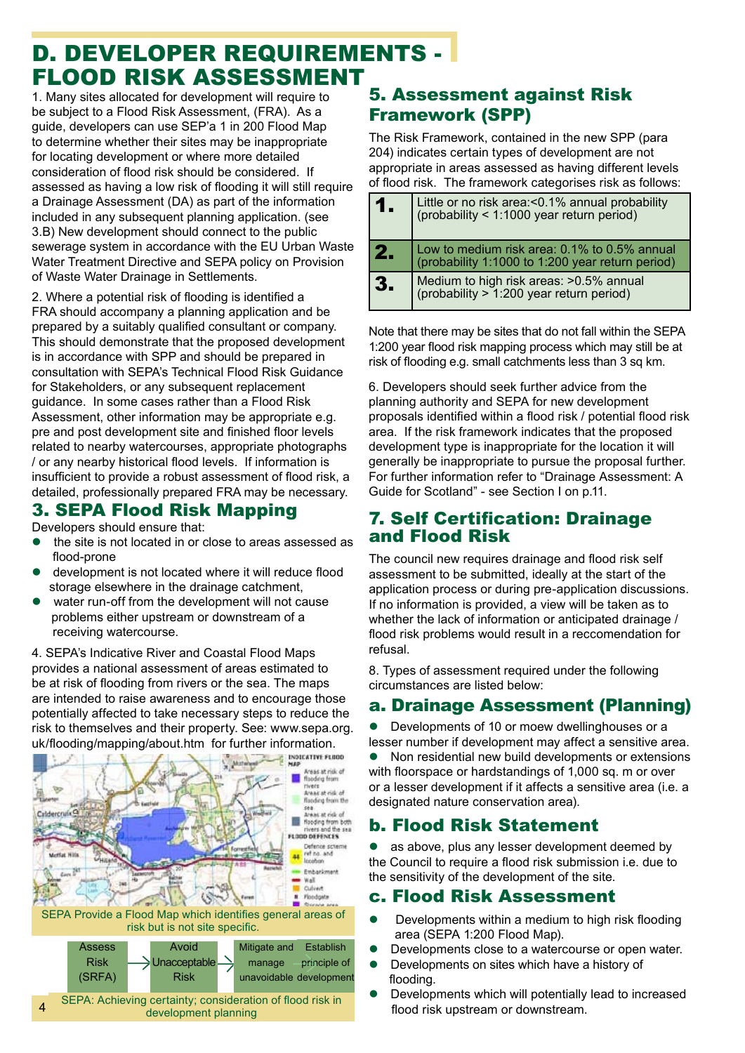# D. DEVELOPER REQUIREMENTS - FLOOD RISK ASSESSMENT

1. Many sites allocated for development will require to be subject to a Flood Risk Assessment, (FRA). As a guide, developers can use SEP'a 1 in 200 Flood Map to determine whether their sites may be inappropriate for locating development or where more detailed consideration of flood risk should be considered. If assessed as having a low risk of flooding it will still require a Drainage Assessment (DA) as part of the information included in any subsequent planning application. (see 3.B) New development should connect to the public sewerage system in accordance with the EU Urban Waste Water Treatment Directive and SEPA policy on Provision of Waste Water Drainage in Settlements.

2. Where a potential risk of flooding is identified a FRA should accompany a planning application and be prepared by a suitably qualified consultant or company. This should demonstrate that the proposed development is in accordance with SPP and should be prepared in consultation with SEPA's Technical Flood Risk Guidance for Stakeholders, or any subsequent replacement guidance. In some cases rather than a Flood Risk Assessment, other information may be appropriate e.g. pre and post development site and finished floor levels related to nearby watercourses, appropriate photographs / or any nearby historical flood levels. If information is insufficient to provide a robust assessment of flood risk, a detailed, professionally prepared FRA may be necessary.

## 3. SEPA Flood Risk Mapping

Developers should ensure that:

- the site is not located in or close to areas assessed as flood-prone
- development is not located where it will reduce flood storage elsewhere in the drainage catchment,
- water run-off from the development will not cause problems either upstream or downstream of a receiving watercourse.

4. SEPA's Indicative River and Coastal Flood Maps provides a national assessment of areas estimated to be at risk of flooding from rivers or the sea. The maps are intended to raise awareness and to encourage those potentially affected to take necessary steps to reduce the risk to themselves and their property. See: www.sepa.org.uk/flooding/mapping/about.htm for further information.

SEPA Provide a Flood Map which identifies general areas of risk but is not site specific.

Assess Risk (SRFA) → Avoid Unacceptable Risk → Mitigate and manage unavoidable → Establish principle of development

SEPA: Achieving certainty; consideration of flood risk in development planning

## 5. Assessment against Risk Framework (SPP)

The Risk Framework, contained in the new SPP (para 204) indicates certain types of development are not appropriate in areas assessed as having different levels of flood risk. The framework categorises risk as follows:

| | |
|---|---|
| 1. | Little or no risk area:<0.1% annual probability (probability < 1:1000 year return period) |
| 2. | Low to medium risk area: 0.1% to 0.5% annual (probability 1:1000 to 1:200 year return period) |
| 3. | Medium to high risk areas: >0.5% annual (probability > 1:200 year return period) |

Note that there may be sites that do not fall within the SEPA 1:200 year flood risk mapping process which may still be at risk of flooding e.g. small catchments less than 3 sq km.

6. Developers should seek further advice from the planning authority and SEPA for new development proposals identified within a flood risk / potential flood risk area. If the risk framework indicates that the proposed development type is inappropriate for the location it will generally be inappropriate to pursue the proposal further. For further information refer to "Drainage Assessment: A Guide for Scotland" - see Section I on p.11.

## 7. Self Certification: Drainage and Flood Risk

The council new requires drainage and flood risk self assessment to be submitted, ideally at the start of the application process or during pre-application discussions. If no information is provided, a view will be taken as to whether the lack of information or anticipated drainage / flood risk problems would result in a reccomendation for refusal.

8. Types of assessment required under the following circumstances are listed below:

### a. Drainage Assessment (Planning)

- Developments of 10 or moew dwellinghouses or a lesser number if development may affect a sensitive area.
- Non residential new build developments or extensions with floorspace or hardstandings of 1,000 sq. m or over or a lesser development if it affects a sensitive area (i.e. a designated nature conservation area).

### b. Flood Risk Statement

- as above, plus any lesser development deemed by the Council to require a flood risk submission i.e. due to the sensitivity of the development of the site.

### c. Flood Risk Assessment

- Developments within a medium to high risk flooding area (SEPA 1:200 Flood Map).
- Developments close to a watercourse or open water.
- Developments on sites which have a history of flooding.
- Developments which will potentially lead to increased flood risk upstream or downstream.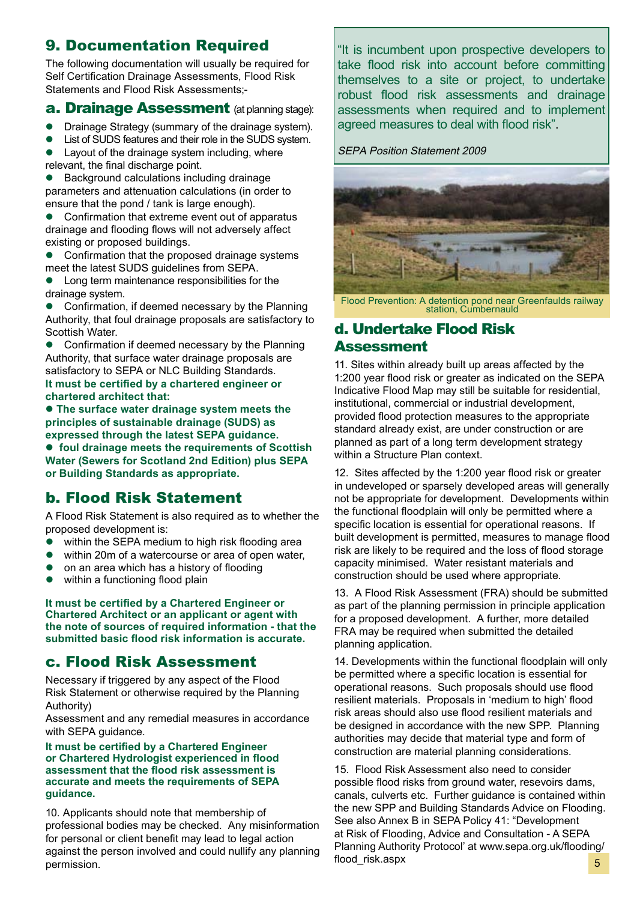## 9. Documentation Required

The following documentation will usually be required for Self Certification Drainage Assessments, Flood Risk Statements and Flood Risk Assessments;-

### a. Drainage Assessment (at planning stage):

- Drainage Strategy (summary of the drainage system).
- List of SUDS features and their role in the SUDS system.
- Layout of the drainage system including, where relevant, the final discharge point.
- Background calculations including drainage parameters and attenuation calculations (in order to ensure that the pond / tank is large enough).
- Confirmation that extreme event out of apparatus drainage and flooding flows will not adversely affect existing or proposed buildings.
- Confirmation that the proposed drainage systems meet the latest SUDS guidelines from SEPA.
- Long term maintenance responsibilities for the drainage system.
- Confirmation, if deemed necessary by the Planning Authority, that foul drainage proposals are satisfactory to Scottish Water.
- Confirmation if deemed necessary by the Planning Authority, that surface water drainage proposals are satisfactory to SEPA or NLC Building Standards.

**It must be certified by a chartered engineer or chartered architect that:**

- **The surface water drainage system meets the principles of sustainable drainage (SUDS) as expressed through the latest SEPA guidance.**
- **foul drainage meets the requirements of Scottish Water (Sewers for Scotland 2nd Edition) plus SEPA or Building Standards as appropriate.**

### b. Flood Risk Statement

A Flood Risk Statement is also required as to whether the proposed development is:

- within the SEPA medium to high risk flooding area
- within 20m of a watercourse or area of open water,
- on an area which has a history of flooding
- within a functioning flood plain

**It must be certified by a Chartered Engineer or Chartered Architect or an applicant or agent with the note of sources of required information - that the submitted basic flood risk information is accurate.**

### c. Flood Risk Assessment

Necessary if triggered by any aspect of the Flood Risk Statement or otherwise required by the Planning Authority)

Assessment and any remedial measures in accordance with SEPA guidance.

**It must be certified by a Chartered Engineer or Chartered Hydrologist experienced in flood assessment that the flood risk assessment is accurate and meets the requirements of SEPA guidance.**

10. Applicants should note that membership of professional bodies may be checked. Any misinformation for personal or client benefit may lead to legal action against the person involved and could nullify any planning permission.

"It is incumbent upon prospective developers to take flood risk into account before committing themselves to a site or project, to undertake robust flood risk assessments and drainage assessments when required and to implement agreed measures to deal with flood risk".

*SEPA Position Statement 2009*

Flood Prevention: A detention pond near Greenfaulds railway station, Cumbernauld

### d. Undertake Flood Risk Assessment

11. Sites within already built up areas affected by the 1:200 year flood risk or greater as indicated on the SEPA Indicative Flood Map may still be suitable for residential, institutional, commercial or industrial development, provided flood protection measures to the appropriate standard already exist, are under construction or are planned as part of a long term development strategy within a Structure Plan context.

12. Sites affected by the 1:200 year flood risk or greater in undeveloped or sparsely developed areas will generally not be appropriate for development. Developments within the functional floodplain will only be permitted where a specific location is essential for operational reasons. If built development is permitted, measures to manage flood risk are likely to be required and the loss of flood storage capacity minimised. Water resistant materials and construction should be used where appropriate.

13. A Flood Risk Assessment (FRA) should be submitted as part of the planning permission in principle application for a proposed development. A further, more detailed FRA may be required when submitted the detailed planning application.

14. Developments within the functional floodplain will only be permitted where a specific location is essential for operational reasons. Such proposals should use flood resilient materials. Proposals in 'medium to high' flood risk areas should also use flood resilient materials and be designed in accordance with the new SPP. Planning authorities may decide that material type and form of construction are material planning considerations.

15. Flood Risk Assessment also need to consider possible flood risks from ground water, resevoirs dams, canals, culverts etc. Further guidance is contained within the new SPP and Building Standards Advice on Flooding. See also Annex B in SEPA Policy 41: "Development at Risk of Flooding, Advice and Consultation - A SEPA Planning Authority Protocol' at www.sepa.org.uk/flooding/flood_risk.aspx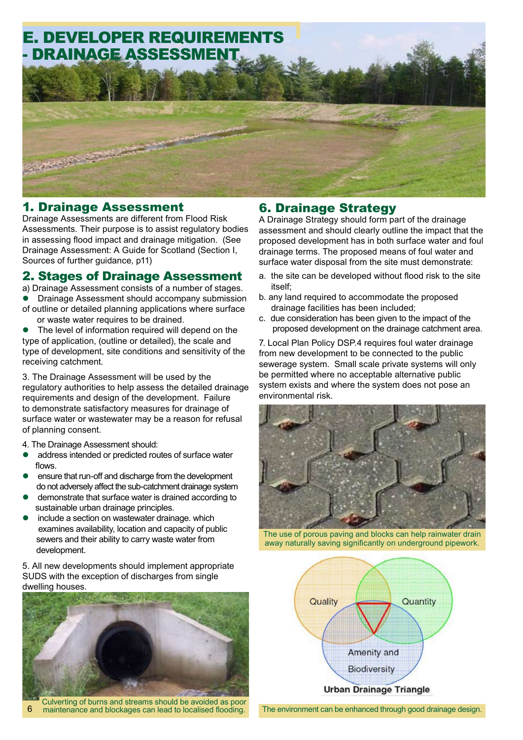# E. DEVELOPER REQUIREMENTS - DRAINAGE ASSESSMENT

## 1. Drainage Assessment

Drainage Assessments are different from Flood Risk Assessments. Their purpose is to assist regulatory bodies in assessing flood impact and drainage mitigation. (See Drainage Assessment: A Guide for Scotland (Section I, Sources of further guidance, p11)

## 2. Stages of Drainage Assessment

a) Drainage Assessment consists of a number of stages.

- Drainage Assessment should accompany submission of outline or detailed planning applications where surface or waste water requires to be drained.
- The level of information required will depend on the type of application, (outline or detailed), the scale and type of development, site conditions and sensitivity of the receiving catchment.

3. The Drainage Assessment will be used by the regulatory authorities to help assess the detailed drainage requirements and design of the development. Failure to demonstrate satisfactory measures for drainage of surface water or wastewater may be a reason for refusal of planning consent.

4. The Drainage Assessment should:

- address intended or predicted routes of surface water flows.
- ensure that run-off and discharge from the development do not adversely affect the sub-catchment drainage system
- demonstrate that surface water is drained according to sustainable urban drainage principles.
- include a section on wastewater drainage. which examines availability, location and capacity of public sewers and their ability to carry waste water from development.

5. All new developments should implement appropriate SUDS with the exception of discharges from single dwelling houses.

Culverting of burns and streams should be avoided as poor maintenance and blockages can lead to localised flooding.

## 6. Drainage Strategy

A Drainage Strategy should form part of the drainage assessment and should clearly outline the impact that the proposed development has in both surface water and foul drainage terms. The proposed means of foul water and surface water disposal from the site must demonstrate:

a. the site can be developed without flood risk to the site itself;
b. any land required to accommodate the proposed drainage facilities has been included;
c. due consideration has been given to the impact of the proposed development on the drainage catchment area.

7. Local Plan Policy DSP.4 requires foul water drainage from new development to be connected to the public sewerage system. Small scale private systems will only be permitted where no acceptable alternative public system exists and where the system does not pose an environmental risk.

The use of porous paving and blocks can help rainwater drain away naturally saving significantly on underground pipework.

Quality
Quantity
Amenity and Biodiversity

Urban Drainage Triangle

The environment can be enhanced through good drainage design.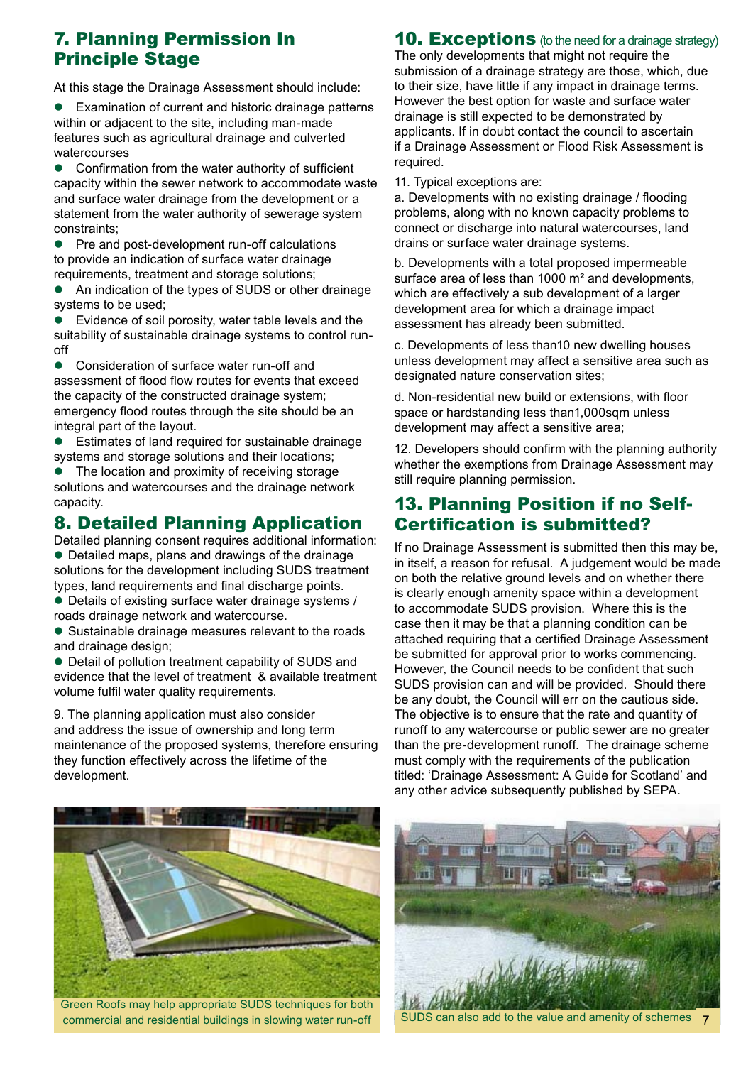## 7. Planning Permission In Principle Stage

At this stage the Drainage Assessment should include:

- Examination of current and historic drainage patterns within or adjacent to the site, including man-made features such as agricultural drainage and culverted watercourses
- Confirmation from the water authority of sufficient capacity within the sewer network to accommodate waste and surface water drainage from the development or a statement from the water authority of sewerage system constraints;
- Pre and post-development run-off calculations to provide an indication of surface water drainage requirements, treatment and storage solutions;
- An indication of the types of SUDS or other drainage systems to be used;
- Evidence of soil porosity, water table levels and the suitability of sustainable drainage systems to control run-off
- Consideration of surface water run-off and assessment of flood flow routes for events that exceed the capacity of the constructed drainage system; emergency flood routes through the site should be an integral part of the layout.
- Estimates of land required for sustainable drainage systems and storage solutions and their locations;
- The location and proximity of receiving storage solutions and watercourses and the drainage network capacity.

## 8. Detailed Planning Application

Detailed planning consent requires additional information:

- Detailed maps, plans and drawings of the drainage solutions for the development including SUDS treatment types, land requirements and final discharge points.
- Details of existing surface water drainage systems / roads drainage network and watercourse.
- Sustainable drainage measures relevant to the roads and drainage design;
- Detail of pollution treatment capability of SUDS and evidence that the level of treatment & available treatment volume fulfil water quality requirements.

9. The planning application must also consider and address the issue of ownership and long term maintenance of the proposed systems, therefore ensuring they function effectively across the lifetime of the development.

## 10. Exceptions (to the need for a drainage strategy)

The only developments that might not require the submission of a drainage strategy are those, which, due to their size, have little if any impact in drainage terms. However the best option for waste and surface water drainage is still expected to be demonstrated by applicants. If in doubt contact the council to ascertain if a Drainage Assessment or Flood Risk Assessment is required.

11. Typical exceptions are:

a. Developments with no existing drainage / flooding problems, along with no known capacity problems to connect or discharge into natural watercourses, land drains or surface water drainage systems.

b. Developments with a total proposed impermeable surface area of less than 1000 m² and developments, which are effectively a sub development of a larger development area for which a drainage impact assessment has already been submitted.

c. Developments of less than10 new dwelling houses unless development may affect a sensitive area such as designated nature conservation sites;

d. Non-residential new build or extensions, with floor space or hardstanding less than1,000sqm unless development may affect a sensitive area;

12. Developers should confirm with the planning authority whether the exemptions from Drainage Assessment may still require planning permission.

## 13. Planning Position if no Self-Certification is submitted?

If no Drainage Assessment is submitted then this may be, in itself, a reason for refusal. A judgement would be made on both the relative ground levels and on whether there is clearly enough amenity space within a development to accommodate SUDS provision. Where this is the case then it may be that a planning condition can be attached requiring that a certified Drainage Assessment be submitted for approval prior to works commencing. However, the Council needs to be confident that such SUDS provision can and will be provided. Should there be any doubt, the Council will err on the cautious side. The objective is to ensure that the rate and quantity of runoff to any watercourse or public sewer are no greater than the pre-development runoff. The drainage scheme must comply with the requirements of the publication titled: 'Drainage Assessment: A Guide for Scotland' and any other advice subsequently published by SEPA.

Green Roofs may help appropriate SUDS techniques for both commercial and residential buildings in slowing water run-off

SUDS can also add to the value and amenity of schemes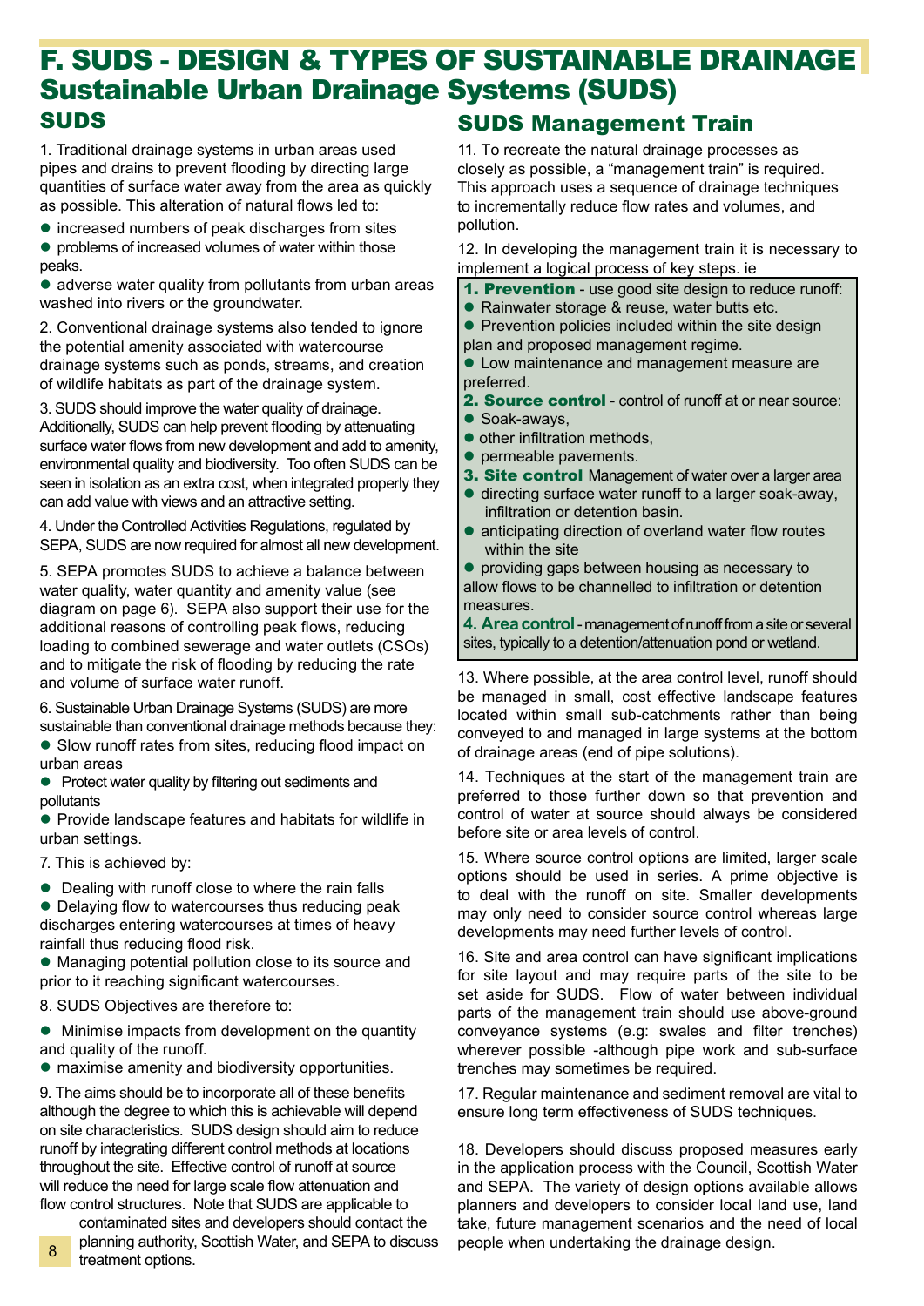# F. SUDS - DESIGN & TYPES OF SUSTAINABLE DRAINAGE
# Sustainable Urban Drainage Systems (SUDS)

## SUDS

1. Traditional drainage systems in urban areas used pipes and drains to prevent flooding by directing large quantities of surface water away from the area as quickly as possible. This alteration of natural flows led to:

- increased numbers of peak discharges from sites
- problems of increased volumes of water within those peaks.
- adverse water quality from pollutants from urban areas washed into rivers or the groundwater.

2. Conventional drainage systems also tended to ignore the potential amenity associated with watercourse drainage systems such as ponds, streams, and creation of wildlife habitats as part of the drainage system.

3. SUDS should improve the water quality of drainage. Additionally, SUDS can help prevent flooding by attenuating surface water flows from new development and add to amenity, environmental quality and biodiversity. Too often SUDS can be seen in isolation as an extra cost, when integrated properly they can add value with views and an attractive setting.

4. Under the Controlled Activities Regulations, regulated by SEPA, SUDS are now required for almost all new development.

5. SEPA promotes SUDS to achieve a balance between water quality, water quantity and amenity value (see diagram on page 6). SEPA also support their use for the additional reasons of controlling peak flows, reducing loading to combined sewerage and water outlets (CSOs) and to mitigate the risk of flooding by reducing the rate and volume of surface water runoff.

6. Sustainable Urban Drainage Systems (SUDS) are more sustainable than conventional drainage methods because they:

- Slow runoff rates from sites, reducing flood impact on urban areas
- Protect water quality by filtering out sediments and pollutants
- Provide landscape features and habitats for wildlife in urban settings.

7. This is achieved by:

- Dealing with runoff close to where the rain falls
- Delaying flow to watercourses thus reducing peak discharges entering watercourses at times of heavy rainfall thus reducing flood risk.
- Managing potential pollution close to its source and prior to it reaching significant watercourses.

8. SUDS Objectives are therefore to:

- Minimise impacts from development on the quantity and quality of the runoff.
- maximise amenity and biodiversity opportunities.

9. The aims should be to incorporate all of these benefits although the degree to which this is achievable will depend on site characteristics. SUDS design should aim to reduce runoff by integrating different control methods at locations throughout the site. Effective control of runoff at source will reduce the need for large scale flow attenuation and flow control structures. Note that SUDS are applicable to contaminated sites and developers should contact the planning authority, Scottish Water, and SEPA to discuss treatment options.

## SUDS Management Train

11. To recreate the natural drainage processes as closely as possible, a "management train" is required. This approach uses a sequence of drainage techniques to incrementally reduce flow rates and volumes, and pollution.

12. In developing the management train it is necessary to implement a logical process of key steps. ie

**1. Prevention** - use good site design to reduce runoff:

- Rainwater storage & reuse, water butts etc.
- Prevention policies included within the site design plan and proposed management regime.
- Low maintenance and management measure are preferred.

**2. Source control** - control of runoff at or near source:

- Soak-aways,
- other infiltration methods,
- permeable pavements.

**3. Site control** Management of water over a larger area

- directing surface water runoff to a larger soak-away, infiltration or detention basin.
- anticipating direction of overland water flow routes within the site
- providing gaps between housing as necessary to allow flows to be channelled to infiltration or detention measures.

**4. Area control** - management of runoff from a site or several sites, typically to a detention/attenuation pond or wetland.

13. Where possible, at the area control level, runoff should be managed in small, cost effective landscape features located within small sub-catchments rather than being conveyed to and managed in large systems at the bottom of drainage areas (end of pipe solutions).

14. Techniques at the start of the management train are preferred to those further down so that prevention and control of water at source should always be considered before site or area levels of control.

15. Where source control options are limited, larger scale options should be used in series. A prime objective is to deal with the runoff on site. Smaller developments may only need to consider source control whereas large developments may need further levels of control.

16. Site and area control can have significant implications for site layout and may require parts of the site to be set aside for SUDS. Flow of water between individual parts of the management train should use above-ground conveyance systems (e.g: swales and filter trenches) wherever possible -although pipe work and sub-surface trenches may sometimes be required.

17. Regular maintenance and sediment removal are vital to ensure long term effectiveness of SUDS techniques.

18. Developers should discuss proposed measures early in the application process with the Council, Scottish Water and SEPA. The variety of design options available allows planners and developers to consider local land use, land take, future management scenarios and the need of local people when undertaking the drainage design.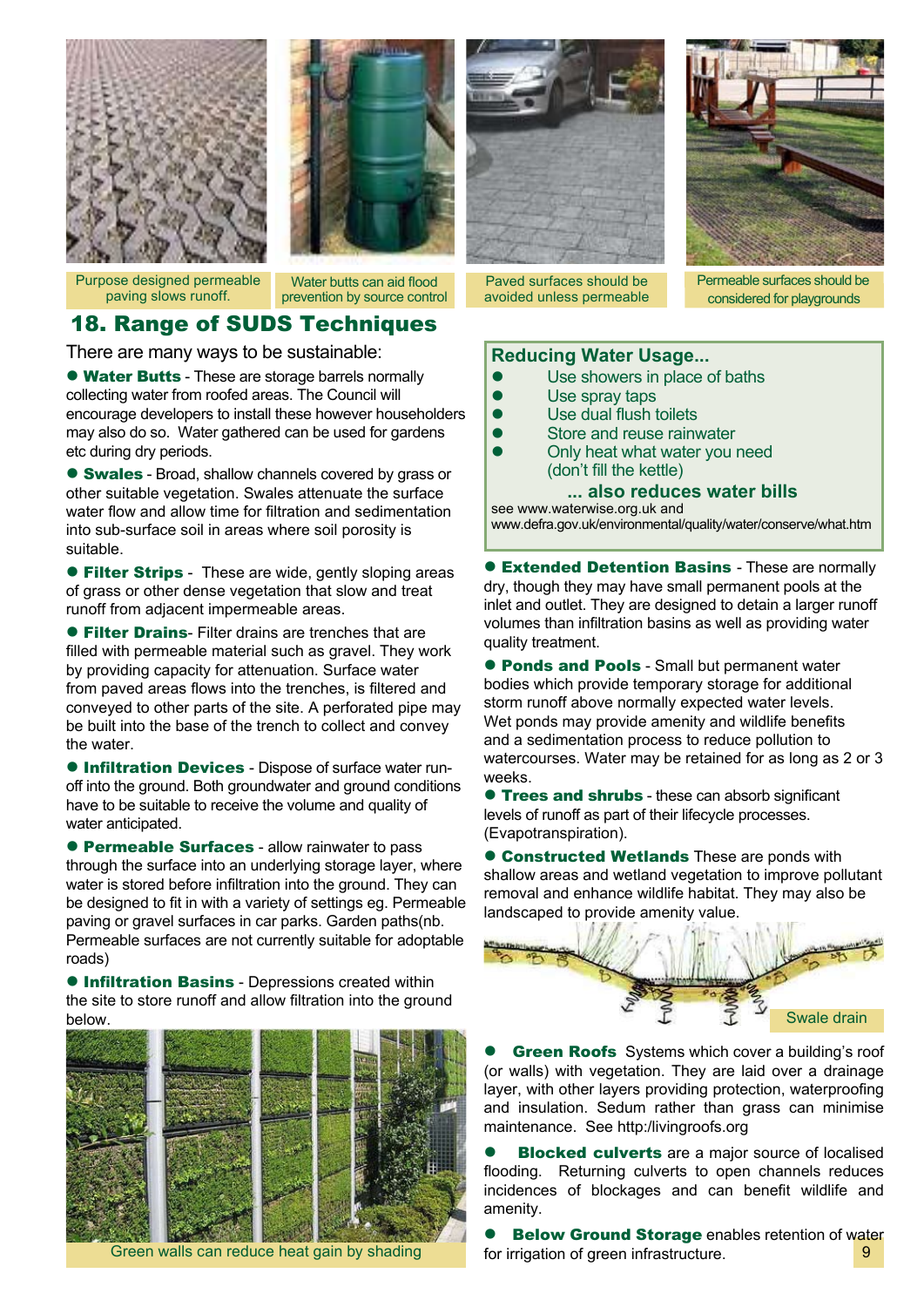Purpose designed permeable paving slows runoff.

Water butts can aid flood prevention by source control

Paved surfaces should be avoided unless permeable

Permeable surfaces should be considered for playgrounds

## 18. Range of SUDS Techniques

There are many ways to be sustainable:

- **Water Butts** - These are storage barrels normally collecting water from roofed areas. The Council will encourage developers to install these however householders may also do so. Water gathered can be used for gardens etc during dry periods.

- **Swales** - Broad, shallow channels covered by grass or other suitable vegetation. Swales attenuate the surface water flow and allow time for filtration and sedimentation into sub-surface soil in areas where soil porosity is suitable.

- **Filter Strips** - These are wide, gently sloping areas of grass or other dense vegetation that slow and treat runoff from adjacent impermeable areas.

- **Filter Drains**- Filter drains are trenches that are filled with permeable material such as gravel. They work by providing capacity for attenuation. Surface water from paved areas flows into the trenches, is filtered and conveyed to other parts of the site. A perforated pipe may be built into the base of the trench to collect and convey the water.

- **Infiltration Devices** - Dispose of surface water run-off into the ground. Both groundwater and ground conditions have to be suitable to receive the volume and quality of water anticipated.

- **Permeable Surfaces** - allow rainwater to pass through the surface into an underlying storage layer, where water is stored before infiltration into the ground. They can be designed to fit in with a variety of settings eg. Permeable paving or gravel surfaces in car parks. Garden paths(nb. Permeable surfaces are not currently suitable for adoptable roads)

- **Infiltration Basins** - Depressions created within the site to store runoff and allow filtration into the ground below.

Green walls can reduce heat gain by shading

### Reducing Water Usage...

- Use showers in place of baths
- Use spray taps
- Use dual flush toilets
- Store and reuse rainwater
- Only heat what water you need (don't fill the kettle)

**... also reduces water bills**

see www.waterwise.org.uk and www.defra.gov.uk/environmental/quality/water/conserve/what.htm

- **Extended Detention Basins** - These are normally dry, though they may have small permanent pools at the inlet and outlet. They are designed to detain a larger runoff volumes than infiltration basins as well as providing water quality treatment.

- **Ponds and Pools** - Small but permanent water bodies which provide temporary storage for additional storm runoff above normally expected water levels. Wet ponds may provide amenity and wildlife benefits and a sedimentation process to reduce pollution to watercourses. Water may be retained for as long as 2 or 3 weeks.

- **Trees and shrubs** - these can absorb significant levels of runoff as part of their lifecycle processes. (Evapotranspiration).

- **Constructed Wetlands** These are ponds with shallow areas and wetland vegetation to improve pollutant removal and enhance wildlife habitat. They may also be landscaped to provide amenity value.

Swale drain

- **Green Roofs** Systems which cover a building's roof (or walls) with vegetation. They are laid over a drainage layer, with other layers providing protection, waterproofing and insulation. Sedum rather than grass can minimise maintenance. See http:/livingroofs.org

- **Blocked culverts** are a major source of localised flooding. Returning culverts to open channels reduces incidences of blockages and can benefit wildlife and amenity.

- **Below Ground Storage** enables retention of water for irrigation of green infrastructure.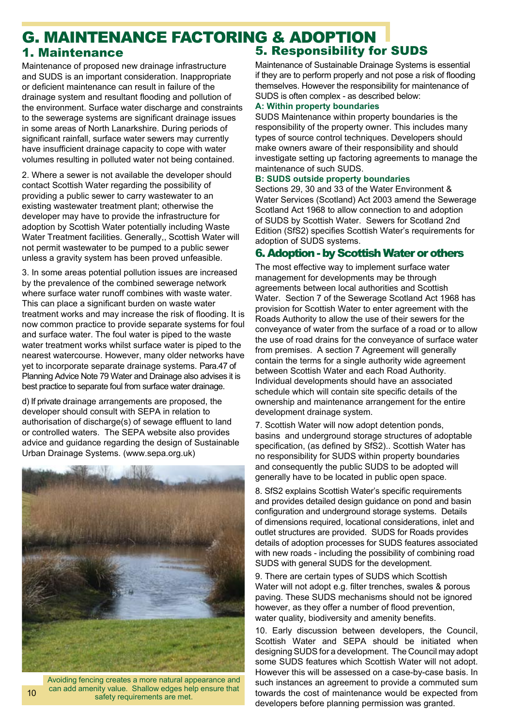# G. MAINTENANCE FACTORING & ADOPTION

## 1. Maintenance

Maintenance of proposed new drainage infrastructure and SUDS is an important consideration. Inappropriate or deficient maintenance can result in failure of the drainage system and resultant flooding and pollution of the environment. Surface water discharge and constraints to the sewerage systems are significant drainage issues in some areas of North Lanarkshire. During periods of significant rainfall, surface water sewers may currently have insufficient drainage capacity to cope with water volumes resulting in polluted water not being contained.

2. Where a sewer is not available the developer should contact Scottish Water regarding the possibility of providing a public sewer to carry wastewater to an existing wastewater treatment plant; otherwise the developer may have to provide the infrastructure for adoption by Scottish Water potentially including Waste Water Treatment facilities. Generally,, Scottish Water will not permit wastewater to be pumped to a public sewer unless a gravity system has been proved unfeasible.

3. In some areas potential pollution issues are increased by the prevalence of the combined sewerage network where surface water runoff combines with waste water. This can place a significant burden on waste water treatment works and may increase the risk of flooding. It is now common practice to provide separate systems for foul and surface water. The foul water is piped to the waste water treatment works whilst surface water is piped to the nearest watercourse. However, many older networks have yet to incorporate separate drainage systems. Para.47 of Planning Advice Note 79 Water and Drainage also advises it is best practice to separate foul from surface water drainage.

d) If private drainage arrangements are proposed, the developer should consult with SEPA in relation to authorisation of discharge(s) of sewage effluent to land or controlled waters. The SEPA website also provides advice and guidance regarding the design of Sustainable Urban Drainage Systems. (www.sepa.org.uk)

Avoiding fencing creates a more natural appearance and can add amenity value. Shallow edges help ensure that safety requirements are met.

## 5. Responsibility for SUDS

Maintenance of Sustainable Drainage Systems is essential if they are to perform properly and not pose a risk of flooding themselves. However the responsibility for maintenance of SUDS is often complex - as described below:

**A: Within property boundaries**

SUDS Maintenance within property boundaries is the responsibility of the property owner. This includes many types of source control techniques. Developers should make owners aware of their responsibility and should investigate setting up factoring agreements to manage the maintenance of such SUDS.

**B: SUDS outside property boundaries**

Sections 29, 30 and 33 of the Water Environment & Water Services (Scotland) Act 2003 amend the Sewerage Scotland Act 1968 to allow connection to and adoption of SUDS by Scottish Water. Sewers for Scotland 2nd Edition (SfS2) specifies Scottish Water's requirements for adoption of SUDS systems.

## 6. Adoption - by Scottish Water or others

The most effective way to implement surface water management for developments may be through agreements between local authorities and Scottish Water. Section 7 of the Sewerage Scotland Act 1968 has provision for Scottish Water to enter agreement with the Roads Authority to allow the use of their sewers for the conveyance of water from the surface of a road or to allow the use of road drains for the conveyance of surface water from premises. A section 7 Agreement will generally contain the terms for a single authority wide agreement between Scottish Water and each Road Authority. Individual developments should have an associated schedule which will contain site specific details of the ownership and maintenance arrangement for the entire development drainage system.

7. Scottish Water will now adopt detention ponds, basins and underground storage structures of adoptable specification, (as defined by SfS2).. Scottish Water has no responsibility for SUDS within property boundaries and consequently the public SUDS to be adopted will generally have to be located in public open space.

8. SfS2 explains Scottish Water's specific requirements and provides detailed design guidance on pond and basin configuration and underground storage systems. Details of dimensions required, locational considerations, inlet and outlet structures are provided. SUDS for Roads provides details of adoption processes for SUDS features associated with new roads - including the possibility of combining road SUDS with general SUDS for the development.

9. There are certain types of SUDS which Scottish Water will not adopt e.g. filter trenches, swales & porous paving. These SUDS mechanisms should not be ignored however, as they offer a number of flood prevention, water quality, biodiversity and amenity benefits.

10. Early discussion between developers, the Council, Scottish Water and SEPA should be initiated when designing SUDS for a development. The Council may adopt some SUDS features which Scottish Water will not adopt. However this will be assessed on a case-by-case basis. In such instances an agreement to provide a commuted sum towards the cost of maintenance would be expected from developers before planning permission was granted.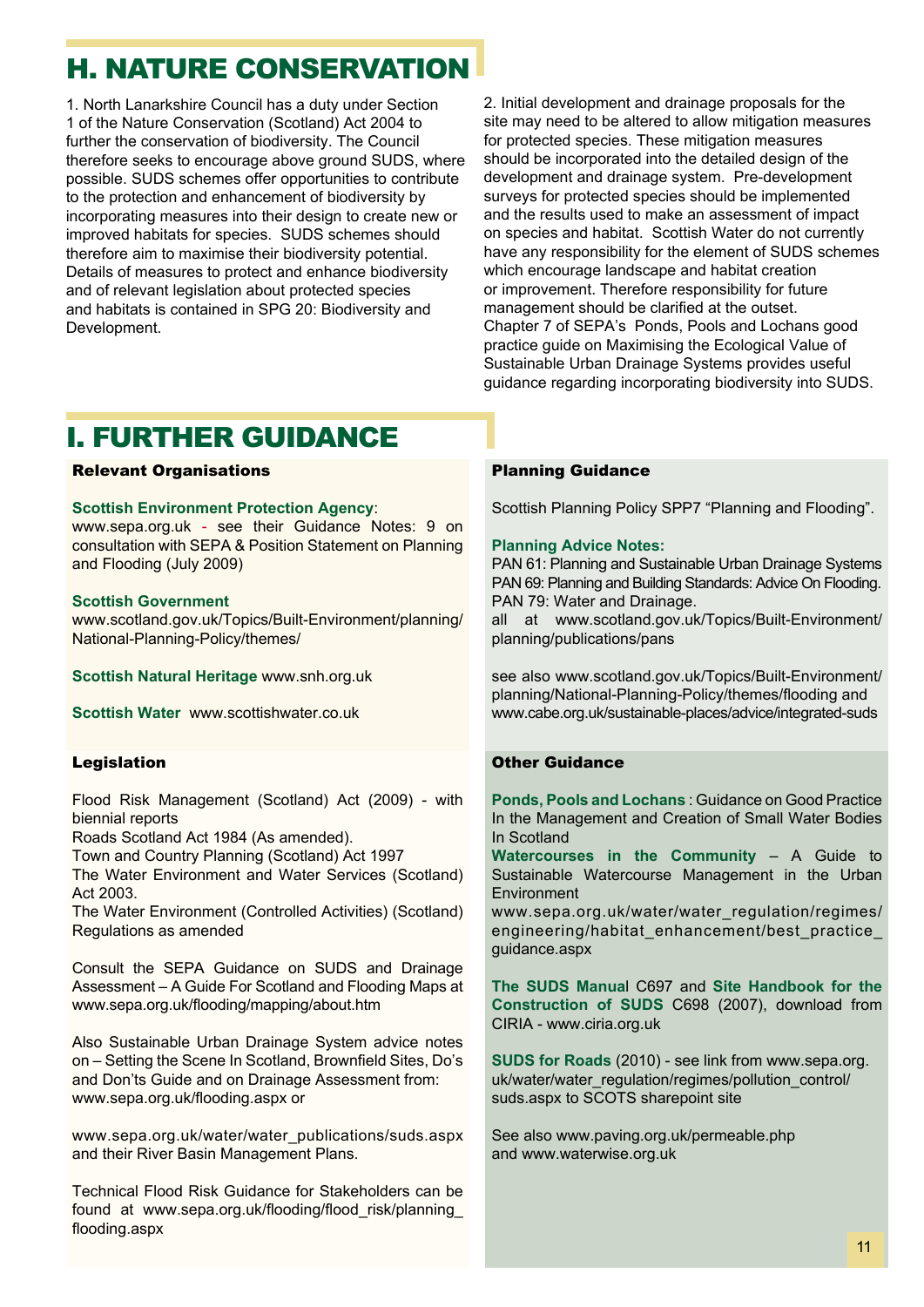# H. NATURE CONSERVATION

1. North Lanarkshire Council has a duty under Section 1 of the Nature Conservation (Scotland) Act 2004 to further the conservation of biodiversity. The Council therefore seeks to encourage above ground SUDS, where possible. SUDS schemes offer opportunities to contribute to the protection and enhancement of biodiversity by incorporating measures into their design to create new or improved habitats for species. SUDS schemes should therefore aim to maximise their biodiversity potential. Details of measures to protect and enhance biodiversity and of relevant legislation about protected species and habitats is contained in SPG 20: Biodiversity and Development.

2. Initial development and drainage proposals for the site may need to be altered to allow mitigation measures for protected species. These mitigation measures should be incorporated into the detailed design of the development and drainage system. Pre-development surveys for protected species should be implemented and the results used to make an assessment of impact on species and habitat. Scottish Water do not currently have any responsibility for the element of SUDS schemes which encourage landscape and habitat creation or improvement. Therefore responsibility for future management should be clarified at the outset. Chapter 7 of SEPA's Ponds, Pools and Lochans good practice guide on Maximising the Ecological Value of Sustainable Urban Drainage Systems provides useful guidance regarding incorporating biodiversity into SUDS.

# I. FURTHER GUIDANCE

### Relevant Organisations

**Scottish Environment Protection Agency**:
www.sepa.org.uk - see their Guidance Notes: 9 on consultation with SEPA & Position Statement on Planning and Flooding (July 2009)

**Scottish Government**
www.scotland.gov.uk/Topics/Built-Environment/planning/National-Planning-Policy/themes/

**Scottish Natural Heritage** www.snh.org.uk

**Scottish Water** www.scottishwater.co.uk

### Legislation

Flood Risk Management (Scotland) Act (2009) - with biennial reports
Roads Scotland Act 1984 (As amended).
Town and Country Planning (Scotland) Act 1997
The Water Environment and Water Services (Scotland) Act 2003.
The Water Environment (Controlled Activities) (Scotland) Regulations as amended

Consult the SEPA Guidance on SUDS and Drainage Assessment – A Guide For Scotland and Flooding Maps at www.sepa.org.uk/flooding/mapping/about.htm

Also Sustainable Urban Drainage System advice notes on – Setting the Scene In Scotland, Brownfield Sites, Do's and Don'ts Guide and on Drainage Assessment from: www.sepa.org.uk/flooding.aspx or

www.sepa.org.uk/water/water_publications/suds.aspx and their River Basin Management Plans.

Technical Flood Risk Guidance for Stakeholders can be found at www.sepa.org.uk/flooding/flood_risk/planning_flooding.aspx

### Planning Guidance

Scottish Planning Policy SPP7 "Planning and Flooding".

**Planning Advice Notes:**
PAN 61: Planning and Sustainable Urban Drainage Systems
PAN 69: Planning and Building Standards: Advice On Flooding.
PAN 79: Water and Drainage.
all at www.scotland.gov.uk/Topics/Built-Environment/planning/publications/pans

see also www.scotland.gov.uk/Topics/Built-Environment/planning/National-Planning-Policy/themes/flooding and www.cabe.org.uk/sustainable-places/advice/integrated-suds

### Other Guidance

**Ponds, Pools and Lochans** : Guidance on Good Practice In the Management and Creation of Small Water Bodies In Scotland
**Watercourses in the Community** – A Guide to Sustainable Watercourse Management in the Urban Environment
www.sepa.org.uk/water/water_regulation/regimes/engineering/habitat_enhancement/best_practice_guidance.aspx

**The SUDS Manual** C697 and **Site Handbook for the Construction of SUDS** C698 (2007), download from CIRIA - www.ciria.org.uk

**SUDS for Roads** (2010) - see link from www.sepa.org.uk/water/water_regulation/regimes/pollution_control/suds.aspx to SCOTS sharepoint site

See also www.paving.org.uk/permeable.php and www.waterwise.org.uk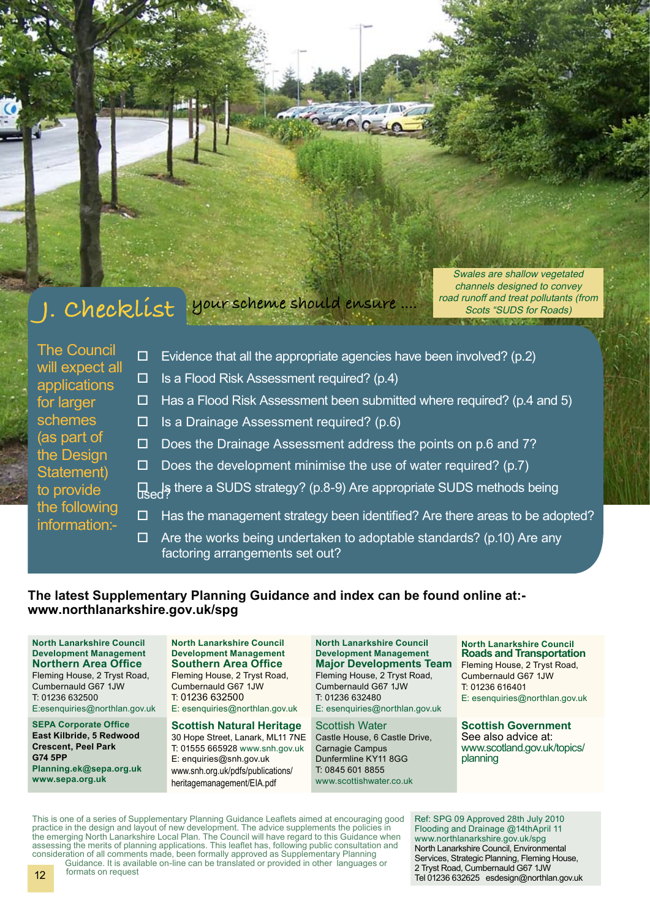*Swales are shallow vegetated channels designed to convey road runoff and treat pollutants (from Scots "SUDS for Roads)*

## J. Checklist your scheme should ensure ....

The Council will expect all applications for larger schemes (as part of the Design Statement) to provide the following information:-

- ☐ Evidence that all the appropriate agencies have been involved? (p.2)
- ☐ Is a Flood Risk Assessment required? (p.4)
- ☐ Has a Flood Risk Assessment been submitted where required? (p.4 and 5)
- ☐ Is a Drainage Assessment required? (p.6)
- ☐ Does the Drainage Assessment address the points on p.6 and 7?
- ☐ Does the development minimise the use of water required? (p.7)
- ☐ Is there a SUDS strategy? (p.8-9) Are appropriate SUDS methods being used?
- ☐ Has the management strategy been identified? Are there areas to be adopted?
- ☐ Are the works being undertaken to adoptable standards? (p.10) Are any factoring arrangements set out?

**The latest Supplementary Planning Guidance and index can be found online at:- www.northlanarkshire.gov.uk/spg**

**North Lanarkshire Council Development Management**
**Northern Area Office**
Fleming House, 2 Tryst Road,
Cumbernauld G67 1JW
T: 01236 632500
E:esenquiries@northlan.gov.uk

**North Lanarkshire Council Development Management**
**Southern Area Office**
Fleming House, 2 Tryst Road,
Cumbernauld G67 1JW
T: 01236 632500
E: esenquiries@northlan.gov.uk

**North Lanarkshire Council Development Management**
**Major Developments Team**
Fleming House, 2 Tryst Road,
Cumbernauld G67 1JW
T: 01236 632480
E: esenquiries@northlan.gov.uk

**North Lanarkshire Council**
**Roads and Transportation**
Fleming House, 2 Tryst Road,
Cumbernauld G67 1JW
T: 01236 616401
E: esenquiries@northlan.gov.uk

**SEPA Corporate Office**
**East Kilbride, 5 Redwood Crescent, Peel Park**
**G74 5PP**
**Planning.ek@sepa.org.uk**
**www.sepa.org.uk**

**Scottish Natural Heritage**
30 Hope Street, Lanark, ML11 7NE
T: 01555 665928 www.snh.gov.uk
E: enquiries@snh.gov.uk
www.snh.org.uk/pdfs/publications/heritagemanagement/EIA.pdf

**Scottish Water**
Castle House, 6 Castle Drive,
Carnagie Campus
Dunfermline KY11 8GG
T: 0845 601 8855
www.scottishwater.co.uk

**Scottish Government**
See also advice at:
www.scotland.gov.uk/topics/planning

This is one of a series of Supplementary Planning Guidance Leaflets aimed at encouraging good practice in the design and layout of new development. The advice supplements the policies in the emerging North Lanarkshire Local Plan. The Council will have regard to this Guidance when assessing the merits of planning applications. This leaflet has, following public consultation and consideration of all comments made, been formally approved as Supplementary Planning Guidance. It is available on-line can be translated or provided in other languages or formats on request

Ref: SPG 09 Approved 28th July 2010
Flooding and Drainage @14thApril 11
www.northlanarkshire.gov.uk/spg
North Lanarkshire Council, Environmental Services, Strategic Planning, Fleming House, 2 Tryst Road, Cumbernauld G67 1JW
Tel 01236 632625 esdesign@northlan.gov.uk